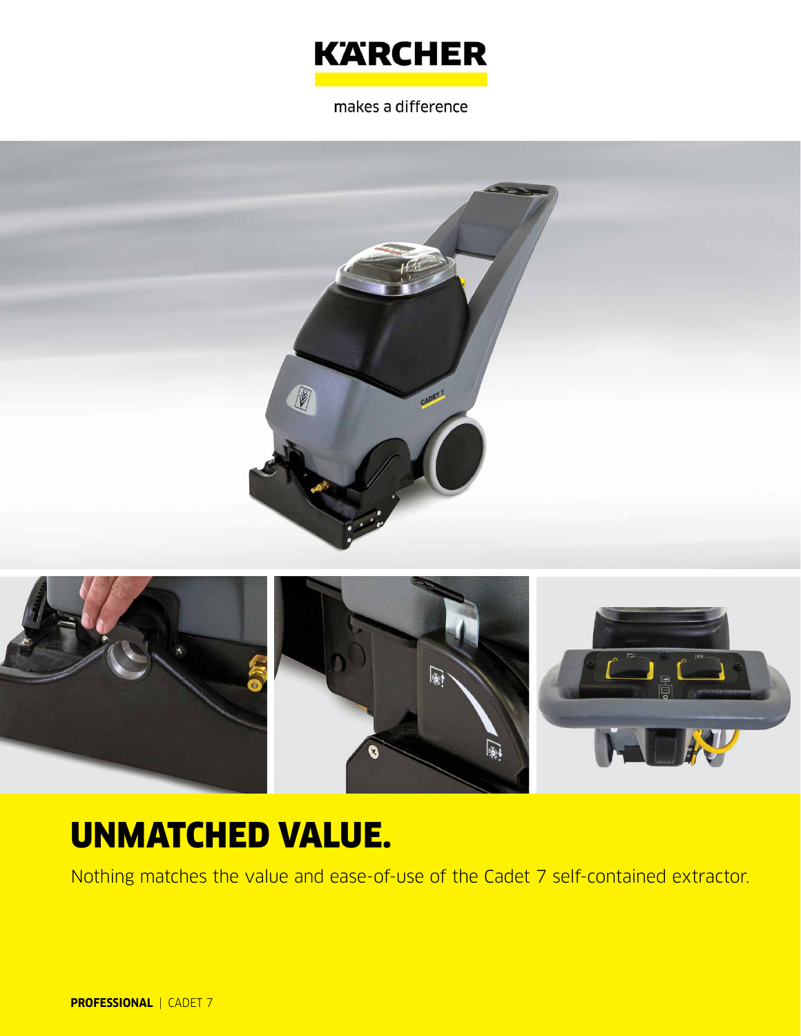KÄRCHER

makes a difference

# UNMATCHED VALUE.

Nothing matches the value and ease-of-use of the Cadet 7 self-contained extractor.

**PROFESSIONAL** | CADET 7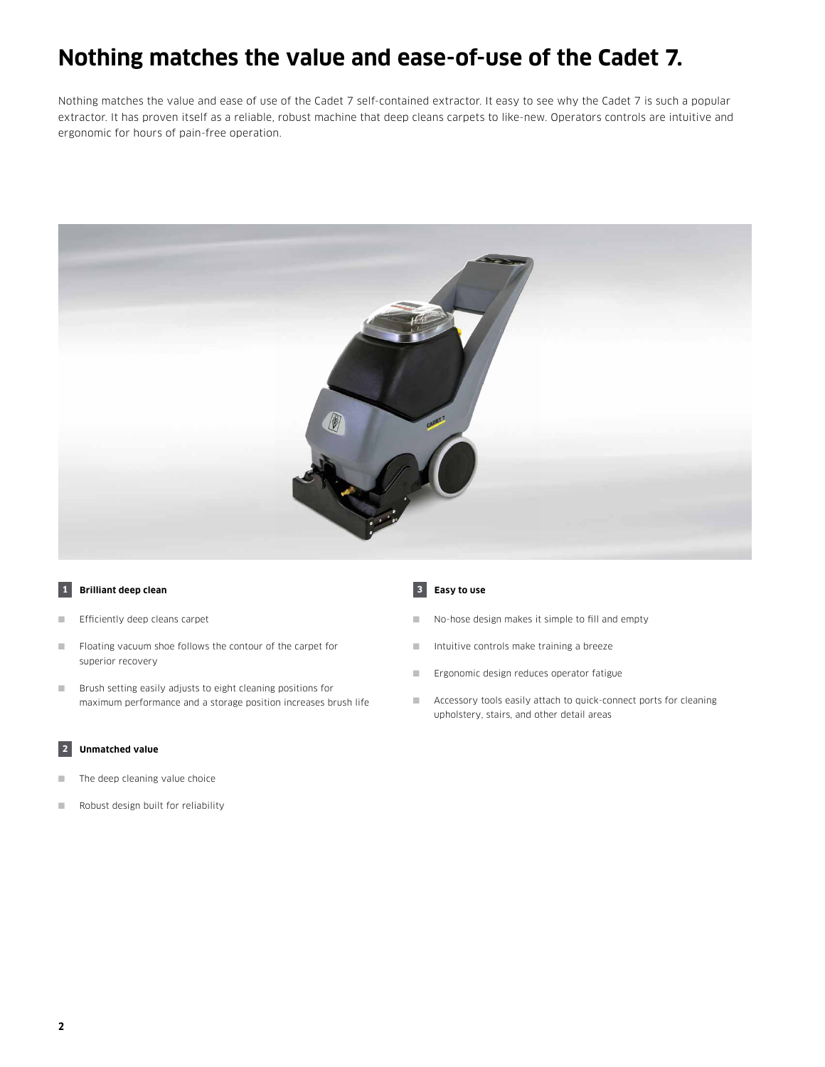# Nothing matches the value and ease-of-use of the Cadet 7.

Nothing matches the value and ease of use of the Cadet 7 self-contained extractor. It easy to see why the Cadet 7 is such a popular extractor. It has proven itself as a reliable, robust machine that deep cleans carpets to like-new. Operators controls are intuitive and ergonomic for hours of pain-free operation.

### 1 Brilliant deep clean

- Efficiently deep cleans carpet
- Floating vacuum shoe follows the contour of the carpet for superior recovery
- Brush setting easily adjusts to eight cleaning positions for maximum performance and a storage position increases brush life

### 2 Unmatched value

- The deep cleaning value choice
- Robust design built for reliability

### 3 Easy to use

- No-hose design makes it simple to fill and empty
- Intuitive controls make training a breeze
- Ergonomic design reduces operator fatigue
- Accessory tools easily attach to quick-connect ports for cleaning upholstery, stairs, and other detail areas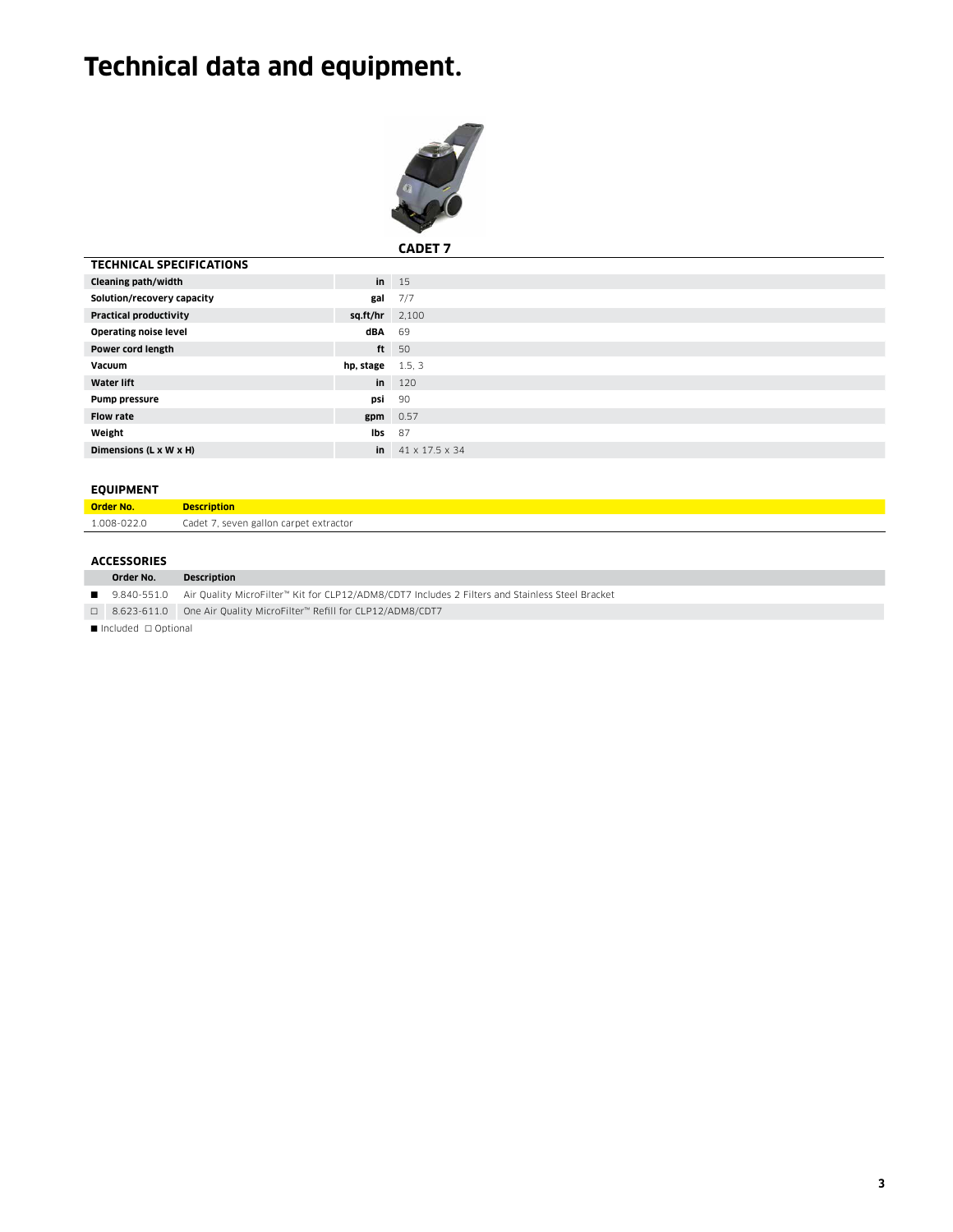# Technical data and equipment.

| TECHNICAL SPECIFICATIONS | | CADET 7 |
|---|---|---|
| Cleaning path/width | in | 15 |
| Solution/recovery capacity | gal | 7/7 |
| Practical productivity | sq.ft/hr | 2,100 |
| Operating noise level | dBA | 69 |
| Power cord length | ft | 50 |
| Vacuum | hp, stage | 1.5, 3 |
| Water lift | in | 120 |
| Pump pressure | psi | 90 |
| Flow rate | gpm | 0.57 |
| Weight | lbs | 87 |
| Dimensions (L x W x H) | in | 41 x 17.5 x 34 |

## EQUIPMENT

| Order No. | Description |
|---|---|
| 1.008-022.0 | Cadet 7, seven gallon carpet extractor |

## ACCESSORIES

| | Order No. | Description |
|---|---|---|
| ■ | 9.840-551.0 | Air Quality MicroFilter™ Kit for CLP12/ADM8/CDT7 Includes 2 Filters and Stainless Steel Bracket |
| □ | 8.623-611.0 | One Air Quality MicroFilter™ Refill for CLP12/ADM8/CDT7 |

■ Included □ Optional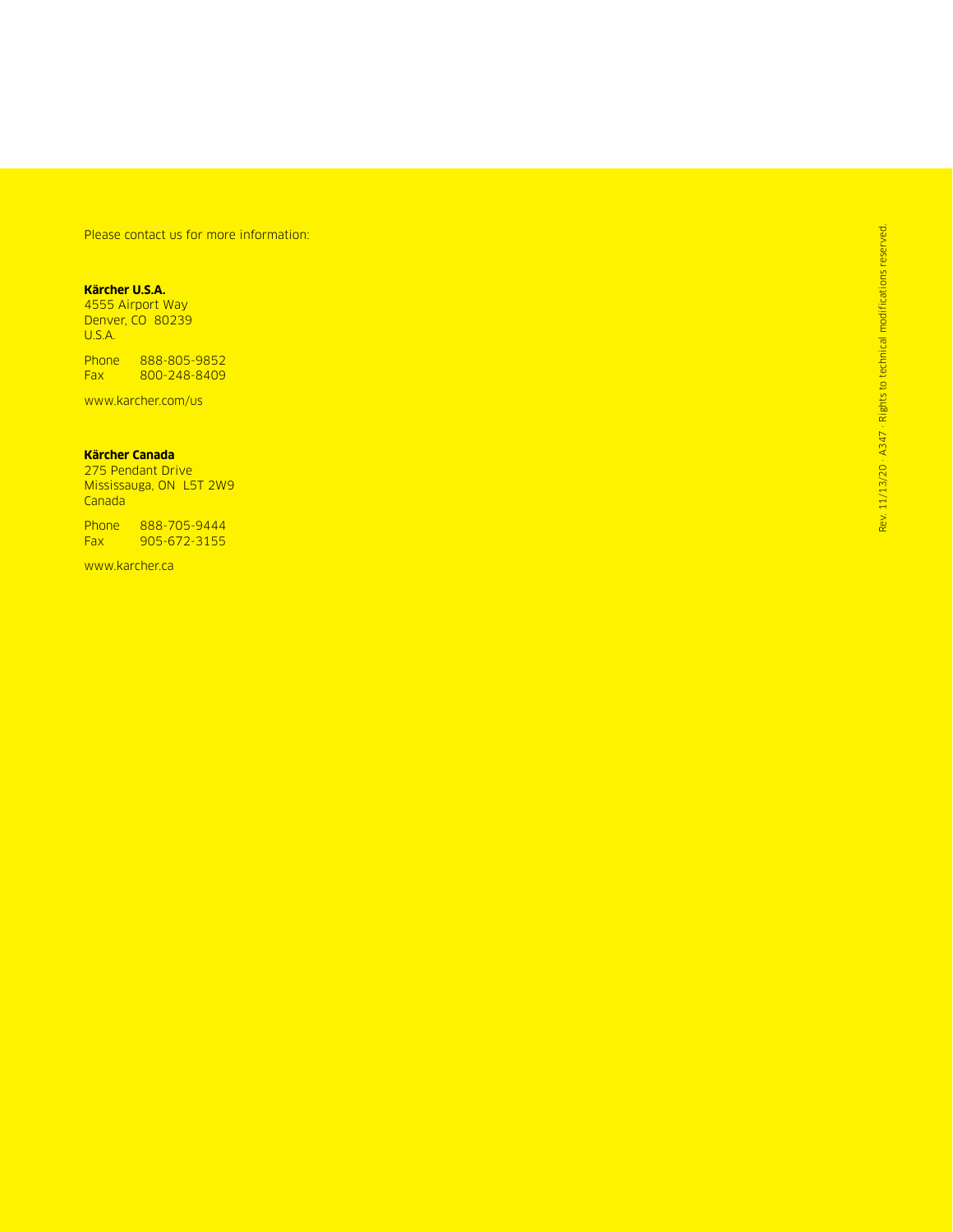Please contact us for more information:

**Kärcher U.S.A.**
4555 Airport Way
Denver, CO 80239
U.S.A.

Phone 888-805-9852
Fax 800-248-8409

www.karcher.com/us

**Kärcher Canada**
275 Pendant Drive
Mississauga, ON L5T 2W9
Canada

Phone 888-705-9444
Fax 905-672-3155

www.karcher.ca

Rev. 11/13/20 · A347 · Rights to technical modifications reserved.